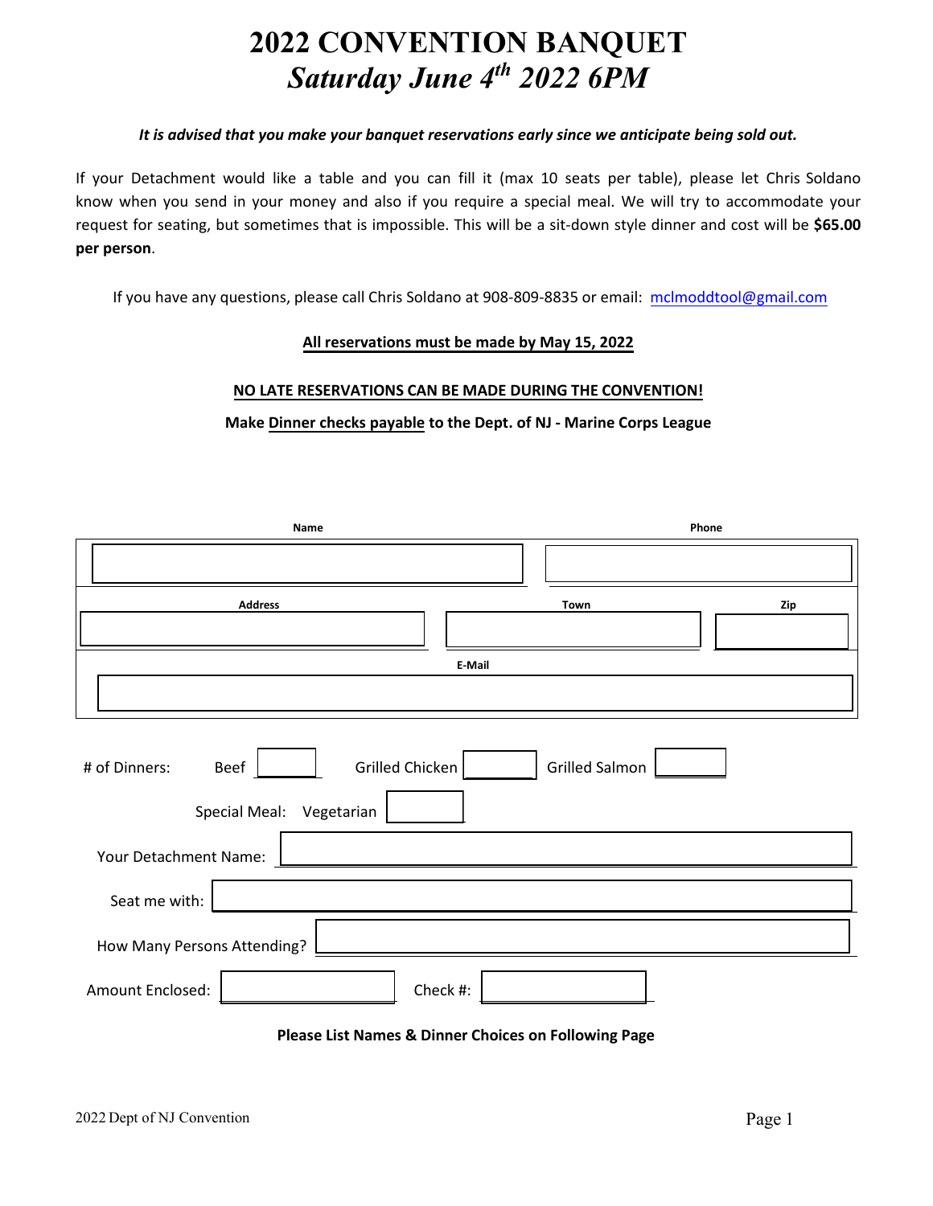# 2022 CONVENTION BANQUET

## *Saturday June 4th 2022 6PM*

***It is advised that you make your banquet reservations early since we anticipate being sold out.***

If your Detachment would like a table and you can fill it (max 10 seats per table), please let Chris Soldano know when you send in your money and also if you require a special meal. We will try to accommodate your request for seating, but sometimes that is impossible. This will be a sit-down style dinner and cost will be **$65.00 per person**.

If you have any questions, please call Chris Soldano at 908-809-8835 or email: mclmoddtool@gmail.com

**All reservations must be made by May 15, 2022**

**NO LATE RESERVATIONS CAN BE MADE DURING THE CONVENTION!**

**Make Dinner checks payable to the Dept. of NJ - Marine Corps League**

| Name | | Phone |
|---|---|---|
| | | |
| **Address** | **Town** | **Zip** |
| | | |
| **E-Mail** | | |
| | | |

\# of Dinners: Beef ______ Grilled Chicken ______ Grilled Salmon ______

Special Meal: Vegetarian ______

Your Detachment Name: ______________________

Seat me with: ______________________

How Many Persons Attending? ______________________

Amount Enclosed: ______________ Check #: ______________

**Please List Names & Dinner Choices on Following Page**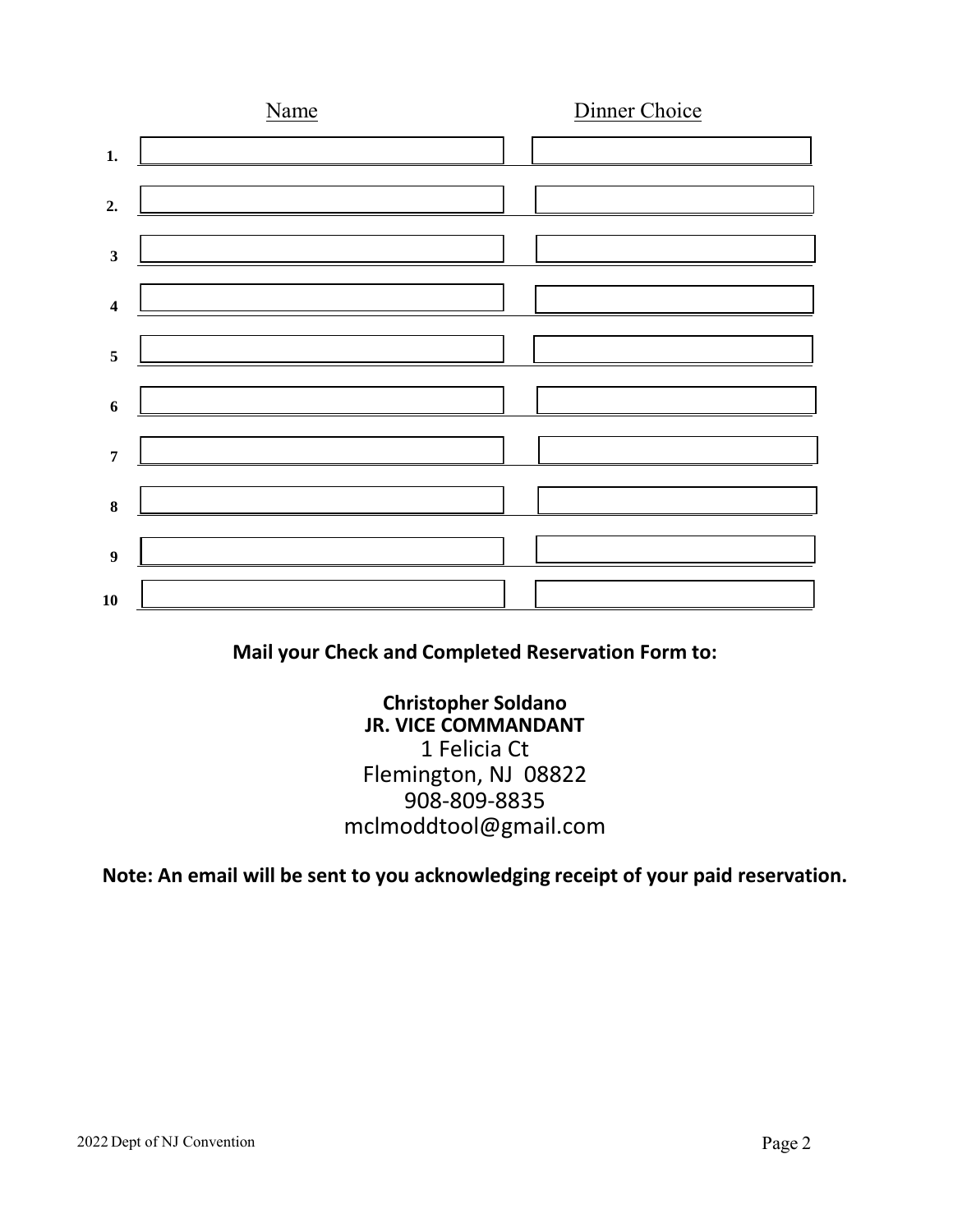| | Name | Dinner Choice |
|---|---|---|
| 1. | | |
| 2. | | |
| 3 | | |
| 4 | | |
| 5 | | |
| 6 | | |
| 7 | | |
| 8 | | |
| 9 | | |
| 10 | | |

**Mail your Check and Completed Reservation Form to:**

**Christopher Soldano**
**JR. VICE COMMANDANT**
1 Felicia Ct
Flemington, NJ 08822
908-809-8835
mclmoddtool@gmail.com

**Note: An email will be sent to you acknowledging receipt of your paid reservation.**